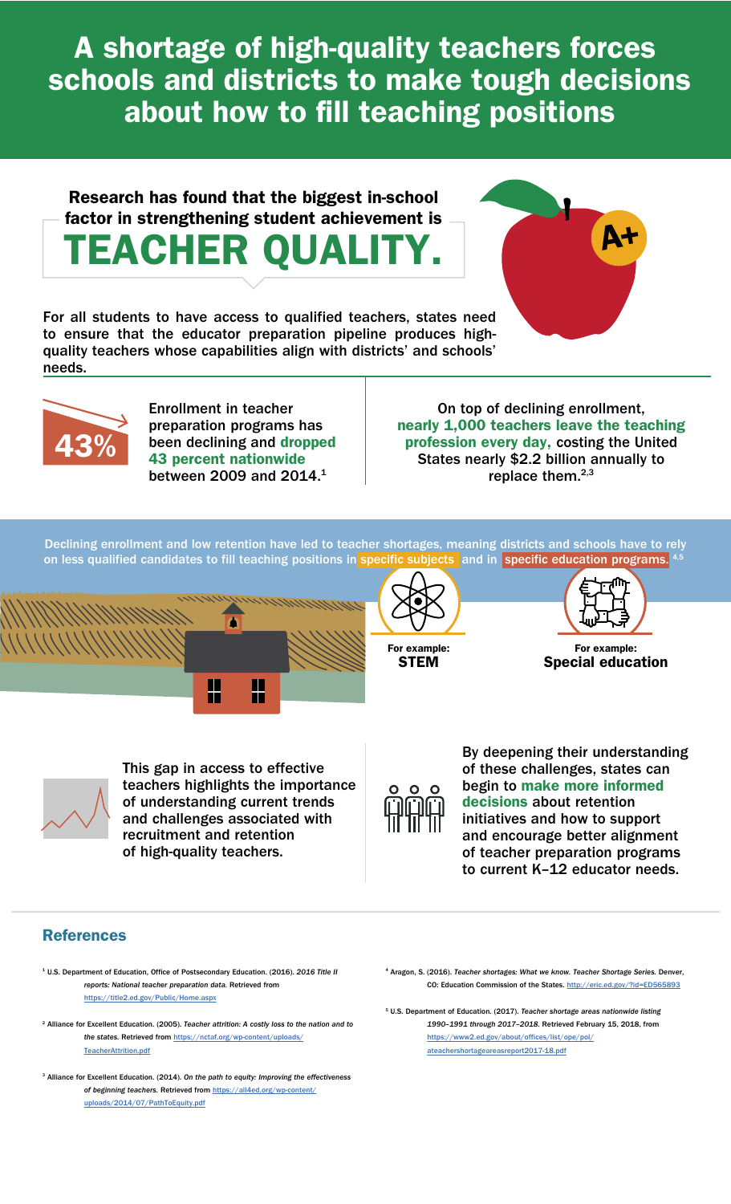# A shortage of high-quality teachers forces schools and districts to make tough decisions about how to fill teaching positions

## Research has found that the biggest in-school factor in strengthening student achievement is TEACHER QUALITY.

For all students to have access to qualified teachers, states need to ensure that the educator preparation pipeline produces high-quality teachers whose capabilities align with districts' and schools' needs.

**43%**

Enrollment in teacher preparation programs has been declining and **dropped 43 percent nationwide** between 2009 and 2014.[1]

On top of declining enrollment, **nearly 1,000 teachers leave the teaching profession every day,** costing the United States nearly $2.2 billion annually to replace them.[2,3]

Declining enrollment and low retention have led to teacher shortages, meaning districts and schools have to rely on less qualified candidates to fill teaching positions in **specific subjects** and in **specific education programs.**[4,5]

For example: **STEM**

For example: **Special education**

This gap in access to effective teachers highlights the importance of understanding current trends and challenges associated with recruitment and retention of high-quality teachers.

By deepening their understanding of these challenges, states can begin to **make more informed decisions** about retention initiatives and how to support and encourage better alignment of teacher preparation programs to current K–12 educator needs.

## References

[1] U.S. Department of Education, Office of Postsecondary Education. (2016). *2016 Title II reports: National teacher preparation data.* Retrieved from https://title2.ed.gov/Public/Home.aspx

[2] Alliance for Excellent Education. (2005). *Teacher attrition: A costly loss to the nation and to the states.* Retrieved from https://nctaf.org/wp-content/uploads/TeacherAttrition.pdf

[3] Alliance for Excellent Education. (2014). *On the path to equity: Improving the effectiveness of beginning teachers.* Retrieved from https://all4ed.org/wp-content/uploads/2014/07/PathToEquity.pdf

[4] Aragon, S. (2016). *Teacher shortages: What we know. Teacher Shortage Series.* Denver, CO: Education Commission of the States. http://eric.ed.gov/?id=ED565893

[5] U.S. Department of Education. (2017). *Teacher shortage areas nationwide listing 1990–1991 through 2017–2018.* Retrieved February 15, 2018, from https://www2.ed.gov/about/offices/list/ope/pol/ateachershortageareasreport2017-18.pdf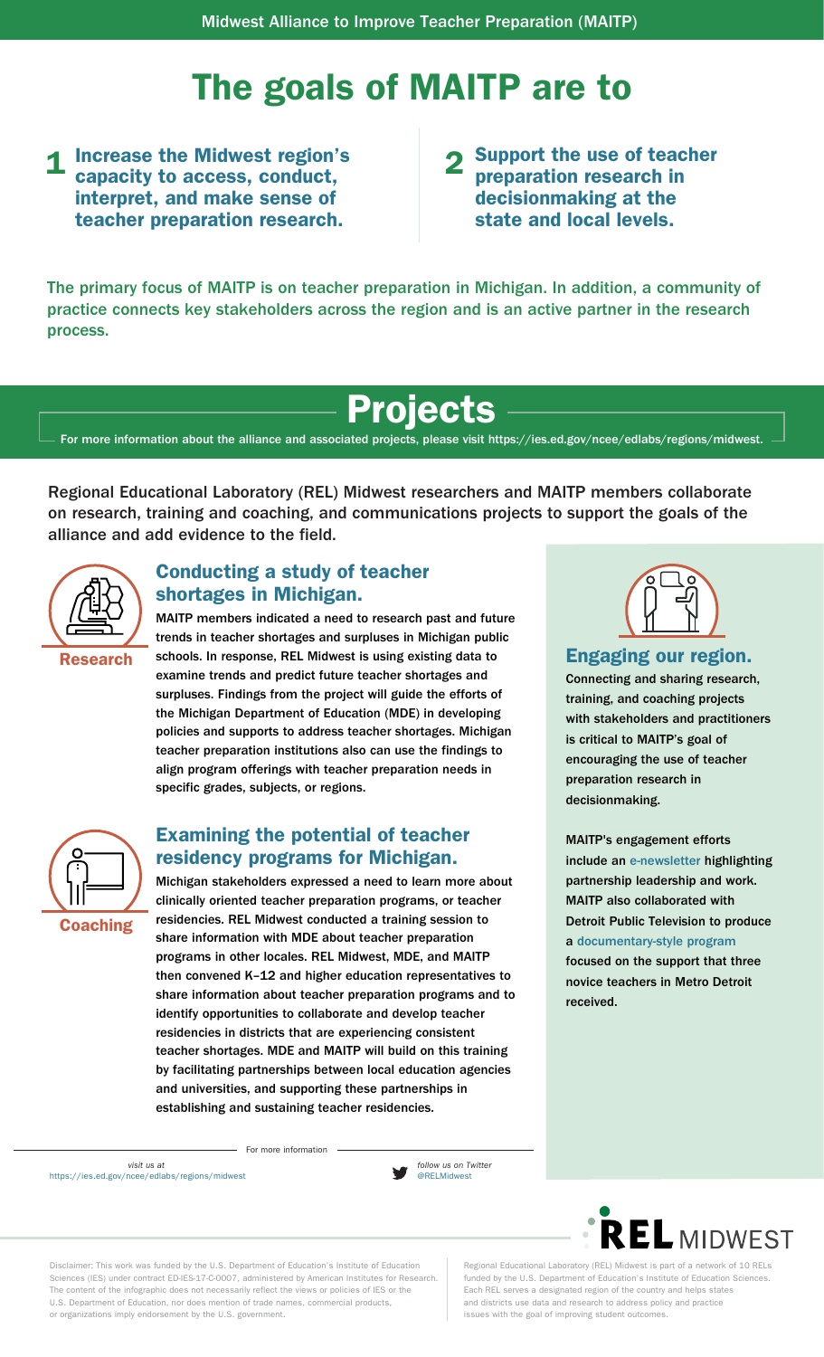Midwest Alliance to Improve Teacher Preparation (MAITP)

# The goals of MAITP are to

**1** **Increase the Midwest region's capacity to access, conduct, interpret, and make sense of teacher preparation research.**

**2** **Support the use of teacher preparation research in decisionmaking at the state and local levels.**

The primary focus of MAITP is on teacher preparation in Michigan. In addition, a community of practice connects key stakeholders across the region and is an active partner in the research process.

# Projects

For more information about the alliance and associated projects, please visit https://ies.ed.gov/ncee/edlabs/regions/midwest.

Regional Educational Laboratory (REL) Midwest researchers and MAITP members collaborate on research, training and coaching, and communications projects to support the goals of the alliance and add evidence to the field.

Research

## Conducting a study of teacher shortages in Michigan.

MAITP members indicated a need to research past and future trends in teacher shortages and surpluses in Michigan public schools. In response, REL Midwest is using existing data to examine trends and predict future teacher shortages and surpluses. Findings from the project will guide the efforts of the Michigan Department of Education (MDE) in developing policies and supports to address teacher shortages. Michigan teacher preparation institutions also can use the findings to align program offerings with teacher preparation needs in specific grades, subjects, or regions.

Coaching

## Examining the potential of teacher residency programs for Michigan.

Michigan stakeholders expressed a need to learn more about clinically oriented teacher preparation programs, or teacher residencies. REL Midwest conducted a training session to share information with MDE about teacher preparation programs in other locales. REL Midwest, MDE, and MAITP then convened K–12 and higher education representatives to share information about teacher preparation programs and to identify opportunities to collaborate and develop teacher residencies in districts that are experiencing consistent teacher shortages. MDE and MAITP will build on this training by facilitating partnerships between local education agencies and universities, and supporting these partnerships in establishing and sustaining teacher residencies.

## Engaging our region.

Connecting and sharing research, training, and coaching projects with stakeholders and practitioners is critical to MAITP's goal of encouraging the use of teacher preparation research in decisionmaking.

MAITP's engagement efforts include an e-newsletter highlighting partnership leadership and work. MAITP also collaborated with Detroit Public Television to produce a documentary-style program focused on the support that three novice teachers in Metro Detroit received.

For more information

*visit us at* https://ies.ed.gov/ncee/edlabs/regions/midwest

*follow us on Twitter* @RELMidwest

REL MIDWEST

Disclaimer: This work was funded by the U.S. Department of Education's Institute of Education Sciences (IES) under contract ED-IES-17-C-0007, administered by American Institutes for Research. The content of the infographic does not necessarily reflect the views or policies of IES or the U.S. Department of Education, nor does mention of trade names, commercial products, or organizations imply endorsement by the U.S. government.

Regional Educational Laboratory (REL) Midwest is part of a network of 10 RELs funded by the U.S. Department of Education's Institute of Education Sciences. Each REL serves a designated region of the country and helps states and districts use data and research to address policy and practice issues with the goal of improving student outcomes.